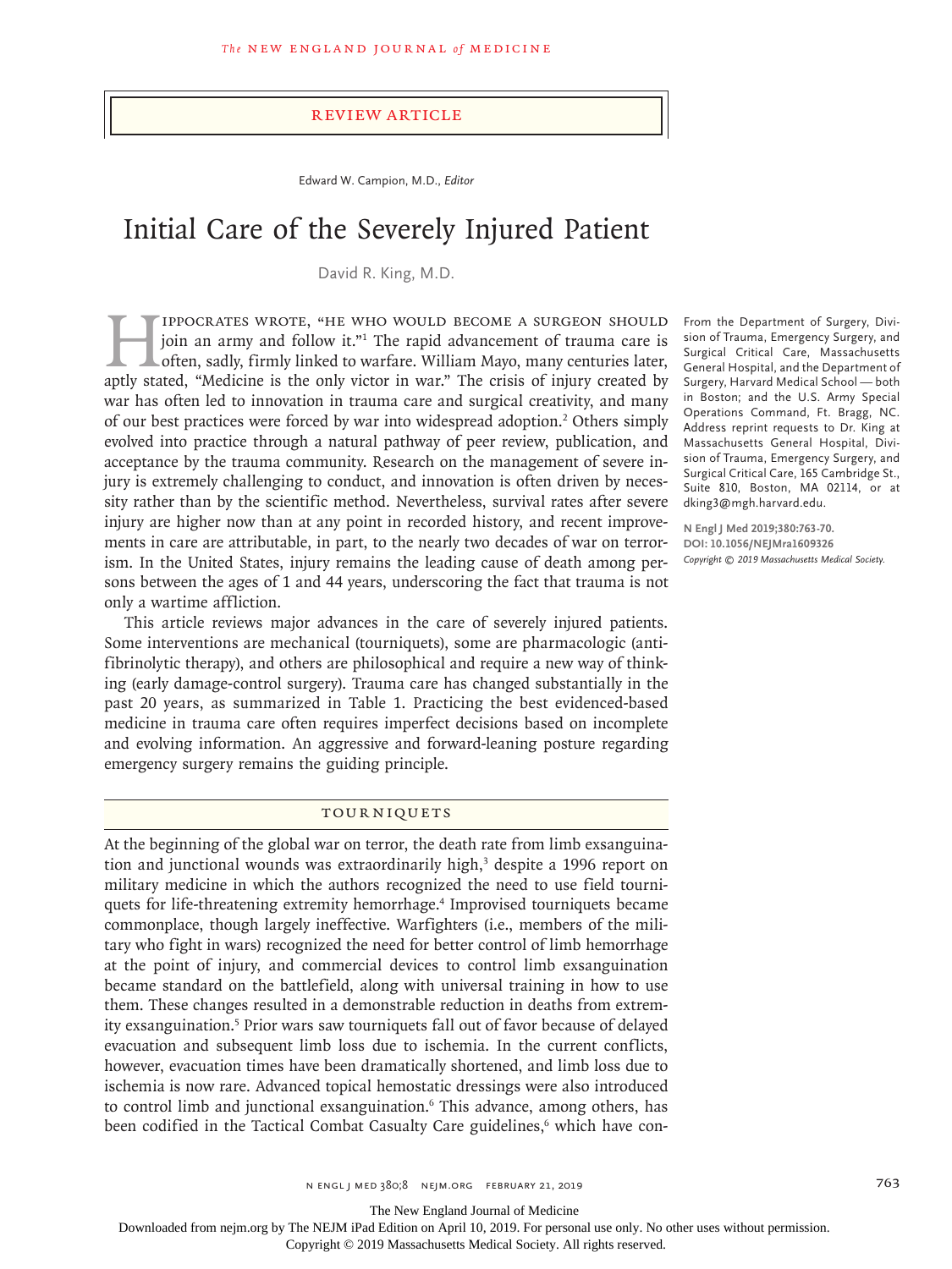Review Article

Edward W. Campion, M.D., *Editor*

# Initial Care of the Severely Injured Patient

David R. King, M.D.

From the Department of Surgery, Division of Trauma, Emergency Surgery, and Surgical Critical Care, Massachusetts General Hospital, and the Department of Surgery, Harvard Medical School — both in Boston; and the U.S. Army Special Operations Command, Ft. Bragg, NC. Address reprint requests to Dr. King at Massachusetts General Hospital, Division of Trauma, Emergency Surgery, and Surgical Critical Care, 165 Cambridge St., Suite 810, Boston, MA 02114, or at dking3@mgh.harvard.edu.

**N Engl J Med 2019;380:763-70.**
**DOI: 10.1056/NEJMra1609326**
*Copyright © 2019 Massachusetts Medical Society.*

Hippocrates wrote, "He who would become a surgeon should join an army and follow it."[1] The rapid advancement of trauma care is often, sadly, firmly linked to warfare. William Mayo, many centuries later, aptly stated, "Medicine is the only victor in war." The crisis of injury created by war has often led to innovation in trauma care and surgical creativity, and many of our best practices were forced by war into widespread adoption.[2] Others simply evolved into practice through a natural pathway of peer review, publication, and acceptance by the trauma community. Research on the management of severe injury is extremely challenging to conduct, and innovation is often driven by necessity rather than by the scientific method. Nevertheless, survival rates after severe injury are higher now than at any point in recorded history, and recent improvements in care are attributable, in part, to the nearly two decades of war on terrorism. In the United States, injury remains the leading cause of death among persons between the ages of 1 and 44 years, underscoring the fact that trauma is not only a wartime affliction.

This article reviews major advances in the care of severely injured patients. Some interventions are mechanical (tourniquets), some are pharmacologic (antifibrinolytic therapy), and others are philosophical and require a new way of thinking (early damage-control surgery). Trauma care has changed substantially in the past 20 years, as summarized in Table 1. Practicing the best evidenced-based medicine in trauma care often requires imperfect decisions based on incomplete and evolving information. An aggressive and forward-leaning posture regarding emergency surgery remains the guiding principle.

## Tourniquets

At the beginning of the global war on terror, the death rate from limb exsanguination and junctional wounds was extraordinarily high,[3] despite a 1996 report on military medicine in which the authors recognized the need to use field tourniquets for life-threatening extremity hemorrhage.[4] Improvised tourniquets became commonplace, though largely ineffective. Warfighters (i.e., members of the military who fight in wars) recognized the need for better control of limb hemorrhage at the point of injury, and commercial devices to control limb exsanguination became standard on the battlefield, along with universal training in how to use them. These changes resulted in a demonstrable reduction in deaths from extremity exsanguination.[5] Prior wars saw tourniquets fall out of favor because of delayed evacuation and subsequent limb loss due to ischemia. In the current conflicts, however, evacuation times have been dramatically shortened, and limb loss due to ischemia is now rare. Advanced topical hemostatic dressings were also introduced to control limb and junctional exsanguination.[6] This advance, among others, has been codified in the Tactical Combat Casualty Care guidelines,[6] which have con-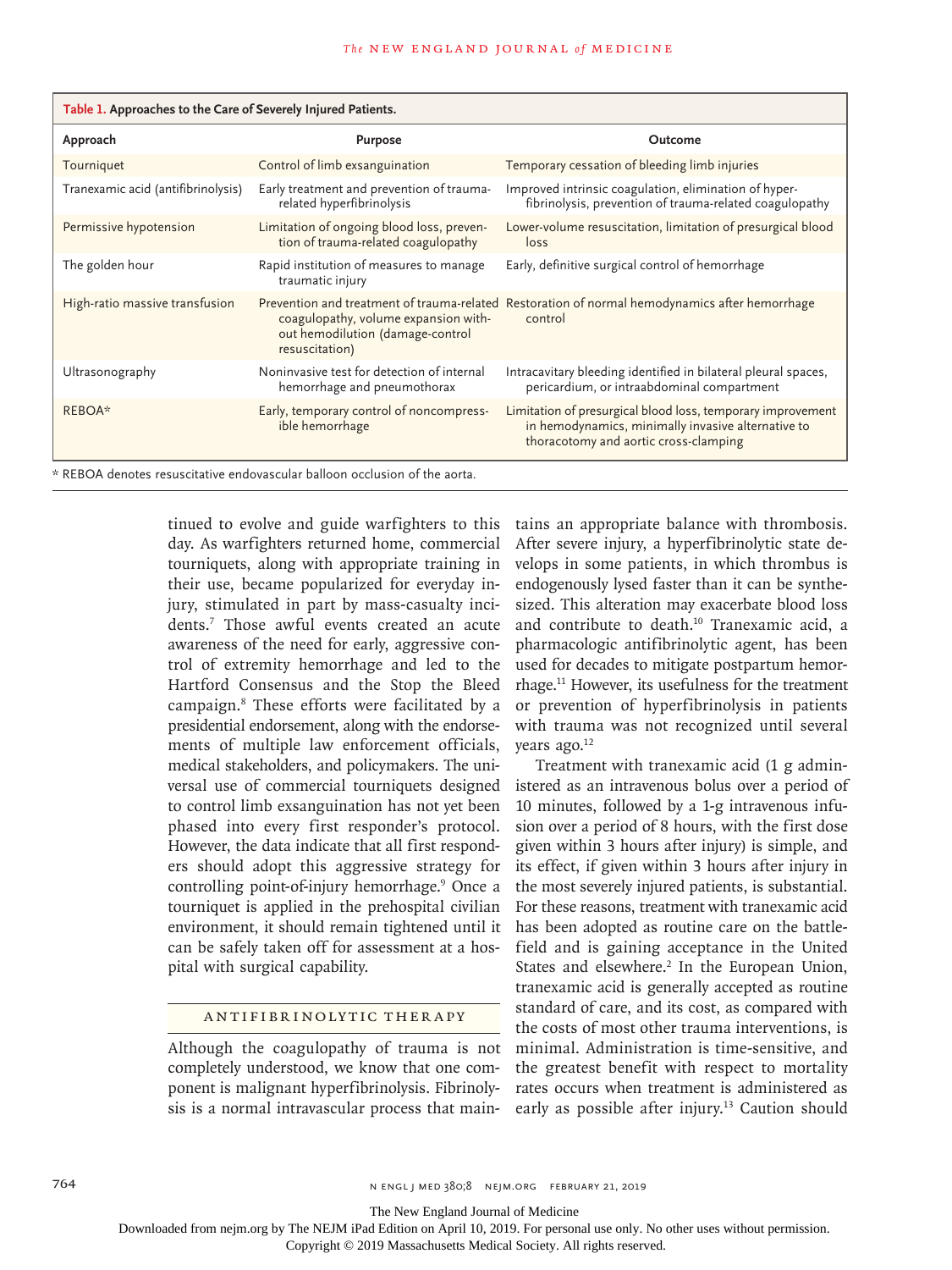**Table 1. Approaches to the Care of Severely Injured Patients.**

| Approach | Purpose | Outcome |
| --- | --- | --- |
| Tourniquet | Control of limb exsanguination | Temporary cessation of bleeding limb injuries |
| Tranexamic acid (antifibrinolysis) | Early treatment and prevention of trauma-related hyperfibrinolysis | Improved intrinsic coagulation, elimination of hyperfibrinolysis, prevention of trauma-related coagulopathy |
| Permissive hypotension | Limitation of ongoing blood loss, prevention of trauma-related coagulopathy | Lower-volume resuscitation, limitation of presurgical blood loss |
| The golden hour | Rapid institution of measures to manage traumatic injury | Early, definitive surgical control of hemorrhage |
| High-ratio massive transfusion | Prevention and treatment of trauma-related coagulopathy, volume expansion without hemodilution (damage-control resuscitation) | Restoration of normal hemodynamics after hemorrhage control |
| Ultrasonography | Noninvasive test for detection of internal hemorrhage and pneumothorax | Intracavitary bleeding identified in bilateral pleural spaces, pericardium, or intraabdominal compartment |
| REBOA* | Early, temporary control of noncompressible hemorrhage | Limitation of presurgical blood loss, temporary improvement in hemodynamics, minimally invasive alternative to thoracotomy and aortic cross-clamping |

\* REBOA denotes resuscitative endovascular balloon occlusion of the aorta.

tinued to evolve and guide warfighters to this day. As warfighters returned home, commercial tourniquets, along with appropriate training in their use, became popularized for everyday injury, stimulated in part by mass-casualty incidents.[7] Those awful events created an acute awareness of the need for early, aggressive control of extremity hemorrhage and led to the Hartford Consensus and the Stop the Bleed campaign.[8] These efforts were facilitated by a presidential endorsement, along with the endorsements of multiple law enforcement officials, medical stakeholders, and policymakers. The universal use of commercial tourniquets designed to control limb exsanguination has not yet been phased into every first responder's protocol. However, the data indicate that all first responders should adopt this aggressive strategy for controlling point-of-injury hemorrhage.[9] Once a tourniquet is applied in the prehospital civilian environment, it should remain tightened until it can be safely taken off for assessment at a hospital with surgical capability.

## ANTIFIBRINOLYTIC THERAPY

Although the coagulopathy of trauma is not completely understood, we know that one component is malignant hyperfibrinolysis. Fibrinolysis is a normal intravascular process that maintains an appropriate balance with thrombosis. After severe injury, a hyperfibrinolytic state develops in some patients, in which thrombus is endogenously lysed faster than it can be synthesized. This alteration may exacerbate blood loss and contribute to death.[10] Tranexamic acid, a pharmacologic antifibrinolytic agent, has been used for decades to mitigate postpartum hemorrhage.[11] However, its usefulness for the treatment or prevention of hyperfibrinolysis in patients with trauma was not recognized until several years ago.[12]

Treatment with tranexamic acid (1 g administered as an intravenous bolus over a period of 10 minutes, followed by a 1-g intravenous infusion over a period of 8 hours, with the first dose given within 3 hours after injury) is simple, and its effect, if given within 3 hours after injury in the most severely injured patients, is substantial. For these reasons, treatment with tranexamic acid has been adopted as routine care on the battlefield and is gaining acceptance in the United States and elsewhere.[2] In the European Union, tranexamic acid is generally accepted as routine standard of care, and its cost, as compared with the costs of most other trauma interventions, is minimal. Administration is time-sensitive, and the greatest benefit with respect to mortality rates occurs when treatment is administered as early as possible after injury.[13] Caution should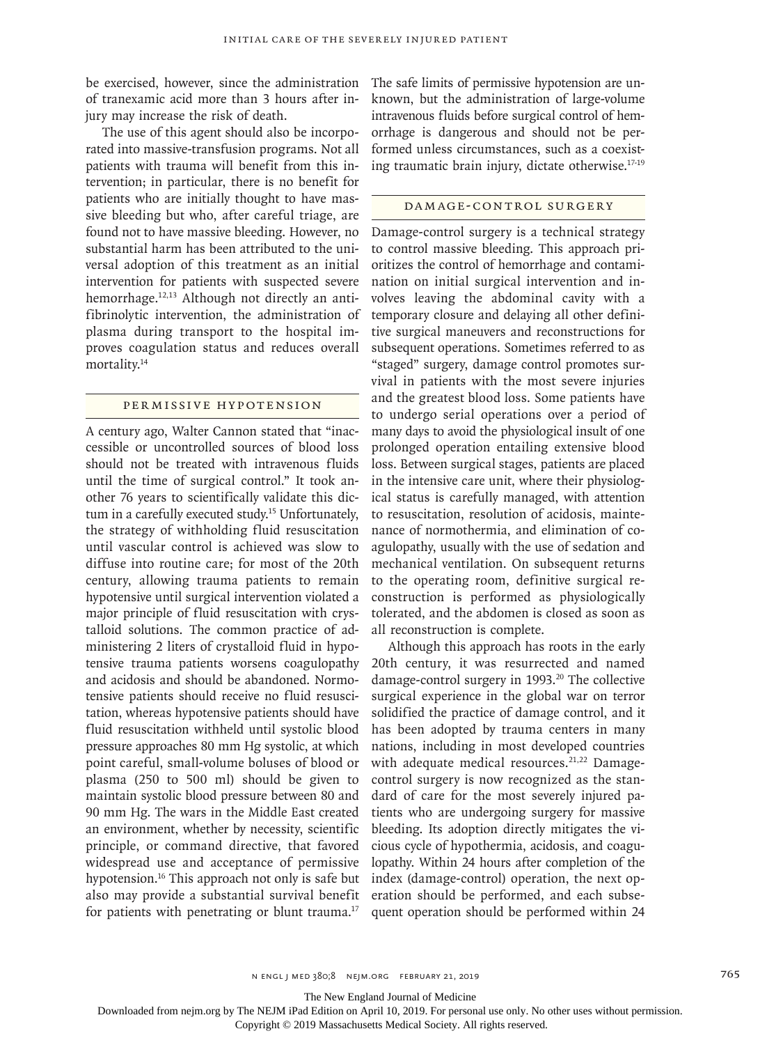be exercised, however, since the administration of tranexamic acid more than 3 hours after injury may increase the risk of death.

The use of this agent should also be incorporated into massive-transfusion programs. Not all patients with trauma will benefit from this intervention; in particular, there is no benefit for patients who are initially thought to have massive bleeding but who, after careful triage, are found not to have massive bleeding. However, no substantial harm has been attributed to the universal adoption of this treatment as an initial intervention for patients with suspected severe hemorrhage.[12,13] Although not directly an antifibrinolytic intervention, the administration of plasma during transport to the hospital improves coagulation status and reduces overall mortality.[14]

## PERMISSIVE HYPOTENSION

A century ago, Walter Cannon stated that "inaccessible or uncontrolled sources of blood loss should not be treated with intravenous fluids until the time of surgical control." It took another 76 years to scientifically validate this dictum in a carefully executed study.[15] Unfortunately, the strategy of withholding fluid resuscitation until vascular control is achieved was slow to diffuse into routine care; for most of the 20th century, allowing trauma patients to remain hypotensive until surgical intervention violated a major principle of fluid resuscitation with crystalloid solutions. The common practice of administering 2 liters of crystalloid fluid in hypotensive trauma patients worsens coagulopathy and acidosis and should be abandoned. Normotensive patients should receive no fluid resuscitation, whereas hypotensive patients should have fluid resuscitation withheld until systolic blood pressure approaches 80 mm Hg systolic, at which point careful, small-volume boluses of blood or plasma (250 to 500 ml) should be given to maintain systolic blood pressure between 80 and 90 mm Hg. The wars in the Middle East created an environment, whether by necessity, scientific principle, or command directive, that favored widespread use and acceptance of permissive hypotension.[16] This approach not only is safe but also may provide a substantial survival benefit for patients with penetrating or blunt trauma.[17] The safe limits of permissive hypotension are unknown, but the administration of large-volume intravenous fluids before surgical control of hemorrhage is dangerous and should not be performed unless circumstances, such as a coexisting traumatic brain injury, dictate otherwise.[17-19]

## DAMAGE-CONTROL SURGERY

Damage-control surgery is a technical strategy to control massive bleeding. This approach prioritizes the control of hemorrhage and contamination on initial surgical intervention and involves leaving the abdominal cavity with a temporary closure and delaying all other definitive surgical maneuvers and reconstructions for subsequent operations. Sometimes referred to as "staged" surgery, damage control promotes survival in patients with the most severe injuries and the greatest blood loss. Some patients have to undergo serial operations over a period of many days to avoid the physiological insult of one prolonged operation entailing extensive blood loss. Between surgical stages, patients are placed in the intensive care unit, where their physiological status is carefully managed, with attention to resuscitation, resolution of acidosis, maintenance of normothermia, and elimination of coagulopathy, usually with the use of sedation and mechanical ventilation. On subsequent returns to the operating room, definitive surgical reconstruction is performed as physiologically tolerated, and the abdomen is closed as soon as all reconstruction is complete.

Although this approach has roots in the early 20th century, it was resurrected and named damage-control surgery in 1993.[20] The collective surgical experience in the global war on terror solidified the practice of damage control, and it has been adopted by trauma centers in many nations, including in most developed countries with adequate medical resources.[21,22] Damage-control surgery is now recognized as the standard of care for the most severely injured patients who are undergoing surgery for massive bleeding. Its adoption directly mitigates the vicious cycle of hypothermia, acidosis, and coagulopathy. Within 24 hours after completion of the index (damage-control) operation, the next operation should be performed, and each subsequent operation should be performed within 24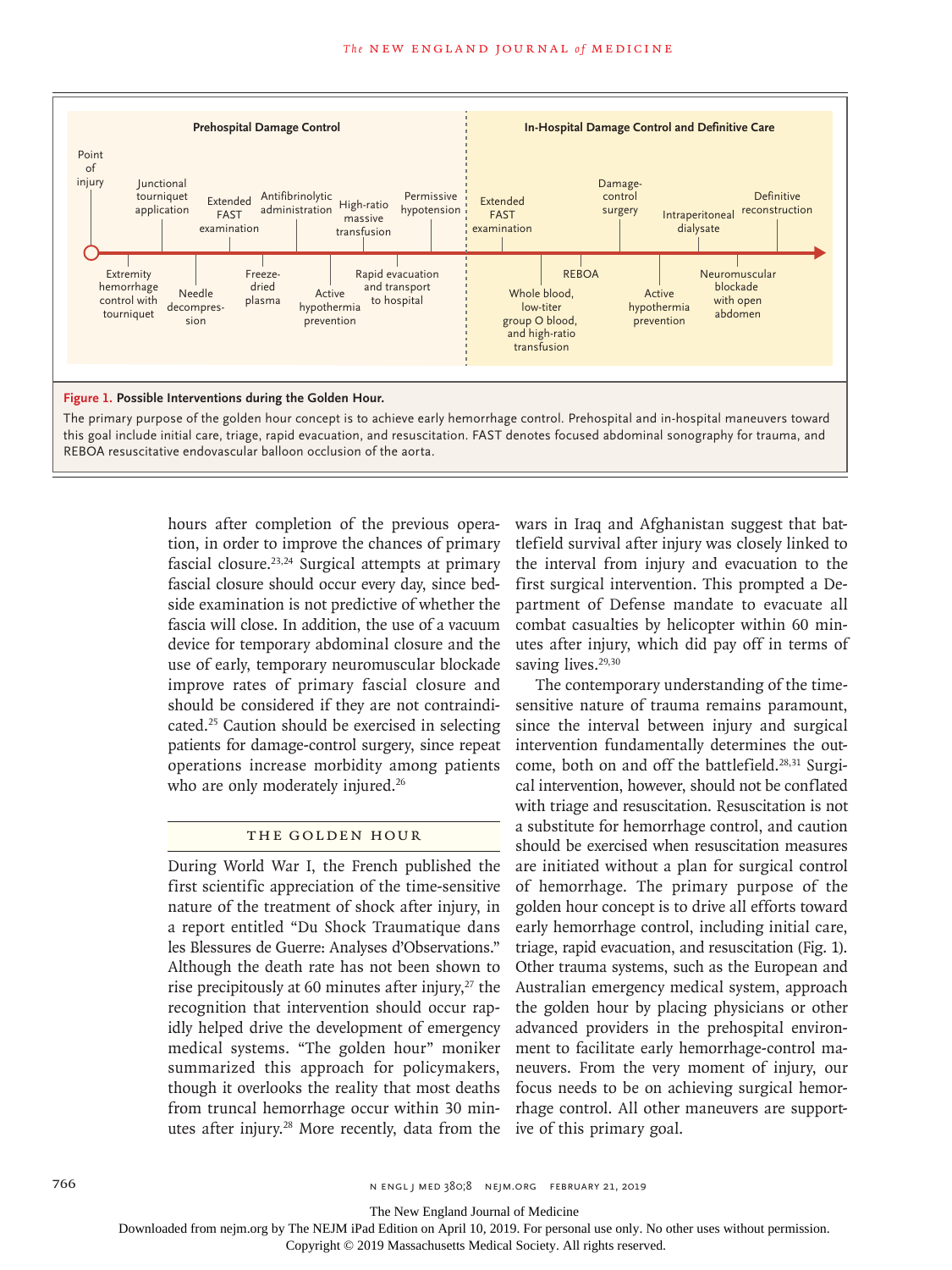Prehospital Damage Control

In-Hospital Damage Control and Definitive Care

Point of injury

Junctional tourniquet application

Extended FAST examination

Antifibrinolytic administration

High-ratio massive transfusion

Permissive hypotension

Extended FAST examination

Damage-control surgery

Intraperitoneal dialysate

Definitive reconstruction

Extremity hemorrhage control with tourniquet

Needle decompression

Freeze-dried plasma

Active hypothermia prevention

Rapid evacuation and transport to hospital

Whole blood, low-titer group O blood, and high-ratio transfusion

REBOA

Active hypothermia prevention

Neuromuscular blockade with open abdomen

**Figure 1. Possible Interventions during the Golden Hour.**

The primary purpose of the golden hour concept is to achieve early hemorrhage control. Prehospital and in-hospital maneuvers toward this goal include initial care, triage, rapid evacuation, and resuscitation. FAST denotes focused abdominal sonography for trauma, and REBOA resuscitative endovascular balloon occlusion of the aorta.

hours after completion of the previous operation, in order to improve the chances of primary fascial closure.[23,24] Surgical attempts at primary fascial closure should occur every day, since bedside examination is not predictive of whether the fascia will close. In addition, the use of a vacuum device for temporary abdominal closure and the use of early, temporary neuromuscular blockade improve rates of primary fascial closure and should be considered if they are not contraindicated.[25] Caution should be exercised in selecting patients for damage-control surgery, since repeat operations increase morbidity among patients who are only moderately injured.[26]

## The Golden Hour

During World War I, the French published the first scientific appreciation of the time-sensitive nature of the treatment of shock after injury, in a report entitled "Du Shock Traumatique dans les Blessures de Guerre: Analyses d'Observations." Although the death rate has not been shown to rise precipitously at 60 minutes after injury,[27] the recognition that intervention should occur rapidly helped drive the development of emergency medical systems. "The golden hour" moniker summarized this approach for policymakers, though it overlooks the reality that most deaths from truncal hemorrhage occur within 30 minutes after injury.[28] More recently, data from the wars in Iraq and Afghanistan suggest that battlefield survival after injury was closely linked to the interval from injury and evacuation to the first surgical intervention. This prompted a Department of Defense mandate to evacuate all combat casualties by helicopter within 60 minutes after injury, which did pay off in terms of saving lives.[29,30]

The contemporary understanding of the time-sensitive nature of trauma remains paramount, since the interval between injury and surgical intervention fundamentally determines the outcome, both on and off the battlefield.[28,31] Surgical intervention, however, should not be conflated with triage and resuscitation. Resuscitation is not a substitute for hemorrhage control, and caution should be exercised when resuscitation measures are initiated without a plan for surgical control of hemorrhage. The primary purpose of the golden hour concept is to drive all efforts toward early hemorrhage control, including initial care, triage, rapid evacuation, and resuscitation (Fig. 1). Other trauma systems, such as the European and Australian emergency medical system, approach the golden hour by placing physicians or other advanced providers in the prehospital environment to facilitate early hemorrhage-control maneuvers. From the very moment of injury, our focus needs to be on achieving surgical hemorrhage control. All other maneuvers are supportive of this primary goal.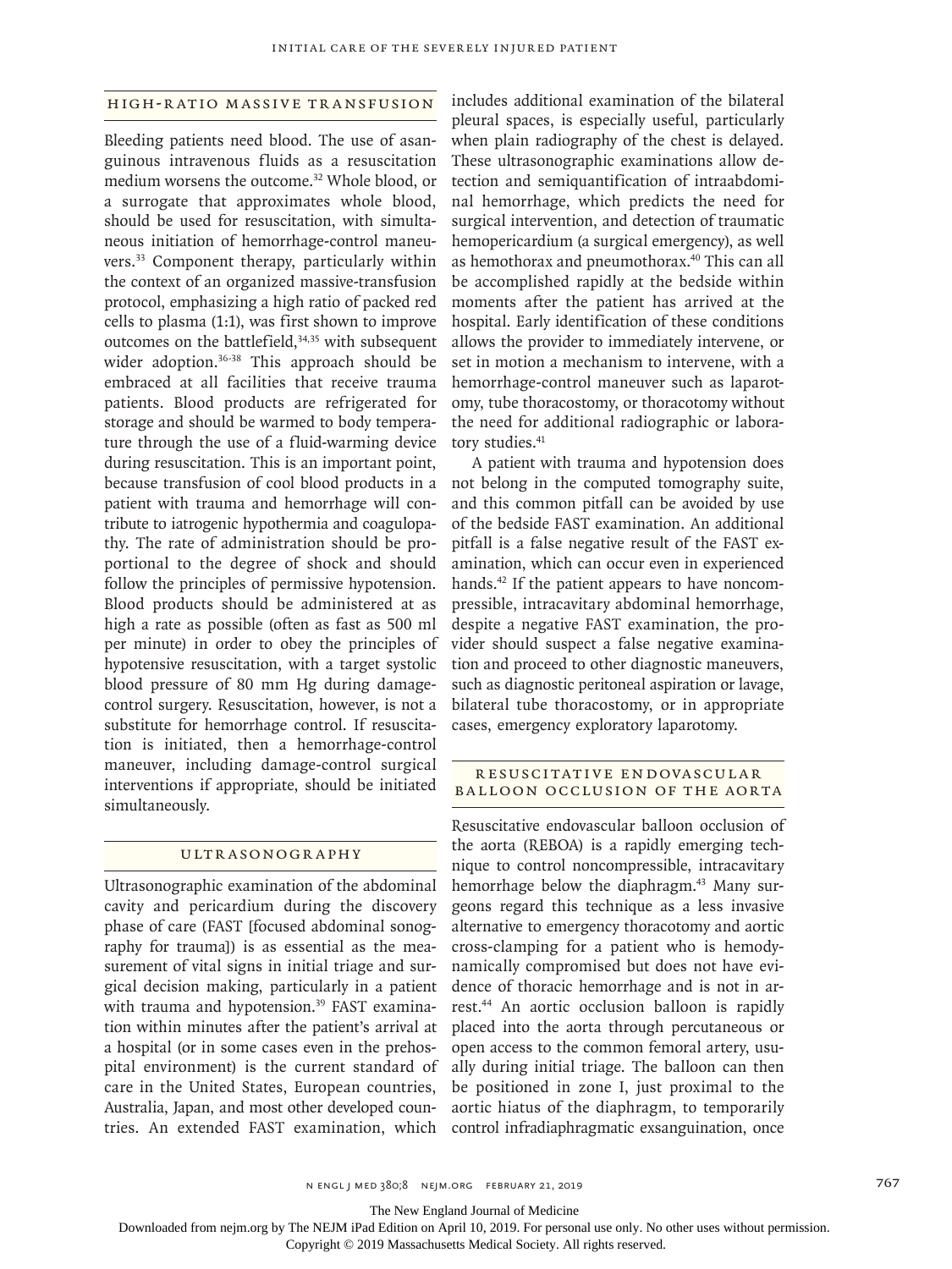## High-Ratio Massive Transfusion

Bleeding patients need blood. The use of asanguinous intravenous fluids as a resuscitation medium worsens the outcome.[32] Whole blood, or a surrogate that approximates whole blood, should be used for resuscitation, with simultaneous initiation of hemorrhage-control maneuvers.[33] Component therapy, particularly within the context of an organized massive-transfusion protocol, emphasizing a high ratio of packed red cells to plasma (1:1), was first shown to improve outcomes on the battlefield,[34,35] with subsequent wider adoption.[36-38] This approach should be embraced at all facilities that receive trauma patients. Blood products are refrigerated for storage and should be warmed to body temperature through the use of a fluid-warming device during resuscitation. This is an important point, because transfusion of cool blood products in a patient with trauma and hemorrhage will contribute to iatrogenic hypothermia and coagulopathy. The rate of administration should be proportional to the degree of shock and should follow the principles of permissive hypotension. Blood products should be administered at as high a rate as possible (often as fast as 500 ml per minute) in order to obey the principles of hypotensive resuscitation, with a target systolic blood pressure of 80 mm Hg during damage-control surgery. Resuscitation, however, is not a substitute for hemorrhage control. If resuscitation is initiated, then a hemorrhage-control maneuver, including damage-control surgical interventions if appropriate, should be initiated simultaneously.

## Ultrasonography

Ultrasonographic examination of the abdominal cavity and pericardium during the discovery phase of care (FAST [focused abdominal sonography for trauma]) is as essential as the measurement of vital signs in initial triage and surgical decision making, particularly in a patient with trauma and hypotension.[39] FAST examination within minutes after the patient's arrival at a hospital (or in some cases even in the prehospital environment) is the current standard of care in the United States, European countries, Australia, Japan, and most other developed countries. An extended FAST examination, which includes additional examination of the bilateral pleural spaces, is especially useful, particularly when plain radiography of the chest is delayed. These ultrasonographic examinations allow detection and semiquantification of intraabdominal hemorrhage, which predicts the need for surgical intervention, and detection of traumatic hemopericardium (a surgical emergency), as well as hemothorax and pneumothorax.[40] This can all be accomplished rapidly at the bedside within moments after the patient has arrived at the hospital. Early identification of these conditions allows the provider to immediately intervene, or set in motion a mechanism to intervene, with a hemorrhage-control maneuver such as laparotomy, tube thoracostomy, or thoracotomy without the need for additional radiographic or laboratory studies.[41]

A patient with trauma and hypotension does not belong in the computed tomography suite, and this common pitfall can be avoided by use of the bedside FAST examination. An additional pitfall is a false negative result of the FAST examination, which can occur even in experienced hands.[42] If the patient appears to have noncompressible, intracavitary abdominal hemorrhage, despite a negative FAST examination, the provider should suspect a false negative examination and proceed to other diagnostic maneuvers, such as diagnostic peritoneal aspiration or lavage, bilateral tube thoracostomy, or in appropriate cases, emergency exploratory laparotomy.

## Resuscitative Endovascular Balloon Occlusion of the Aorta

Resuscitative endovascular balloon occlusion of the aorta (REBOA) is a rapidly emerging technique to control noncompressible, intracavitary hemorrhage below the diaphragm.[43] Many surgeons regard this technique as a less invasive alternative to emergency thoracotomy and aortic cross-clamping for a patient who is hemodynamically compromised but does not have evidence of thoracic hemorrhage and is not in arrest.[44] An aortic occlusion balloon is rapidly placed into the aorta through percutaneous or open access to the common femoral artery, usually during initial triage. The balloon can then be positioned in zone I, just proximal to the aortic hiatus of the diaphragm, to temporarily control infradiaphragmatic exsanguination, once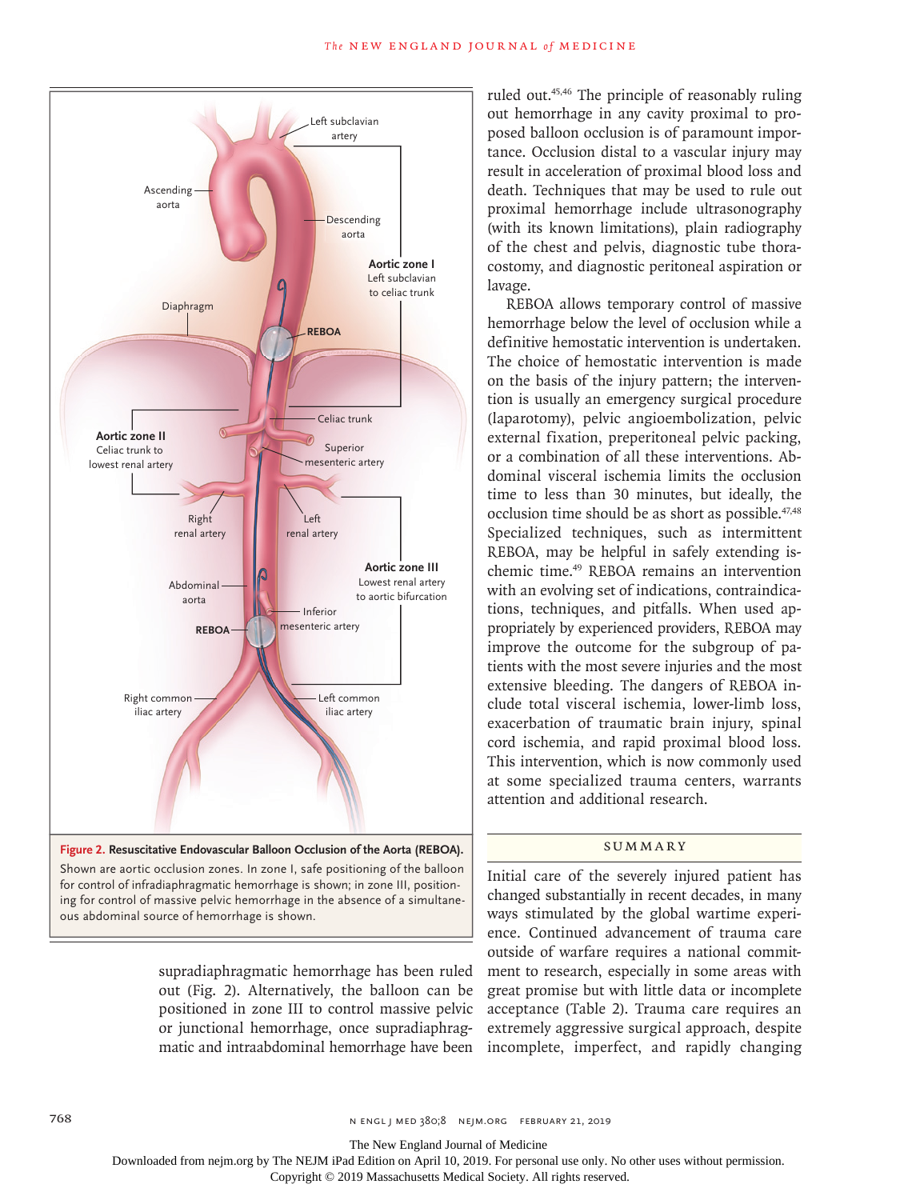Left subclavian artery

Ascending aorta

Descending aorta

Aortic zone I
Left subclavian to celiac trunk

Diaphragm

REBOA

Celiac trunk

Aortic zone II
Celiac trunk to lowest renal artery

Superior mesenteric artery

Right renal artery

Left renal artery

Aortic zone III
Lowest renal artery to aortic bifurcation

Abdominal aorta

Inferior mesenteric artery

REBOA

Right common iliac artery

Left common iliac artery

**Figure 2. Resuscitative Endovascular Balloon Occlusion of the Aorta (REBOA).**

Shown are aortic occlusion zones. In zone I, safe positioning of the balloon for control of infradiaphragmatic hemorrhage is shown; in zone III, positioning for control of massive pelvic hemorrhage in the absence of a simultaneous abdominal source of hemorrhage is shown.

supradiaphragmatic hemorrhage has been ruled out (Fig. 2). Alternatively, the balloon can be positioned in zone III to control massive pelvic or junctional hemorrhage, once supradiaphragmatic and intraabdominal hemorrhage have been ruled out.[45,46] The principle of reasonably ruling out hemorrhage in any cavity proximal to proposed balloon occlusion is of paramount importance. Occlusion distal to a vascular injury may result in acceleration of proximal blood loss and death. Techniques that may be used to rule out proximal hemorrhage include ultrasonography (with its known limitations), plain radiography of the chest and pelvis, diagnostic tube thoracostomy, and diagnostic peritoneal aspiration or lavage.

REBOA allows temporary control of massive hemorrhage below the level of occlusion while a definitive hemostatic intervention is undertaken. The choice of hemostatic intervention is made on the basis of the injury pattern; the intervention is usually an emergency surgical procedure (laparotomy), pelvic angioembolization, pelvic external fixation, preperitoneal pelvic packing, or a combination of all these interventions. Abdominal visceral ischemia limits the occlusion time to less than 30 minutes, but ideally, the occlusion time should be as short as possible.[47,48] Specialized techniques, such as intermittent REBOA, may be helpful in safely extending ischemic time.[49] REBOA remains an intervention with an evolving set of indications, contraindications, techniques, and pitfalls. When used appropriately by experienced providers, REBOA may improve the outcome for the subgroup of patients with the most severe injuries and the most extensive bleeding. The dangers of REBOA include total visceral ischemia, lower-limb loss, exacerbation of traumatic brain injury, spinal cord ischemia, and rapid proximal blood loss. This intervention, which is now commonly used at some specialized trauma centers, warrants attention and additional research.

## SUMMARY

Initial care of the severely injured patient has changed substantially in recent decades, in many ways stimulated by the global wartime experience. Continued advancement of trauma care outside of warfare requires a national commitment to research, especially in some areas with great promise but with little data or incomplete acceptance (Table 2). Trauma care requires an extremely aggressive surgical approach, despite incomplete, imperfect, and rapidly changing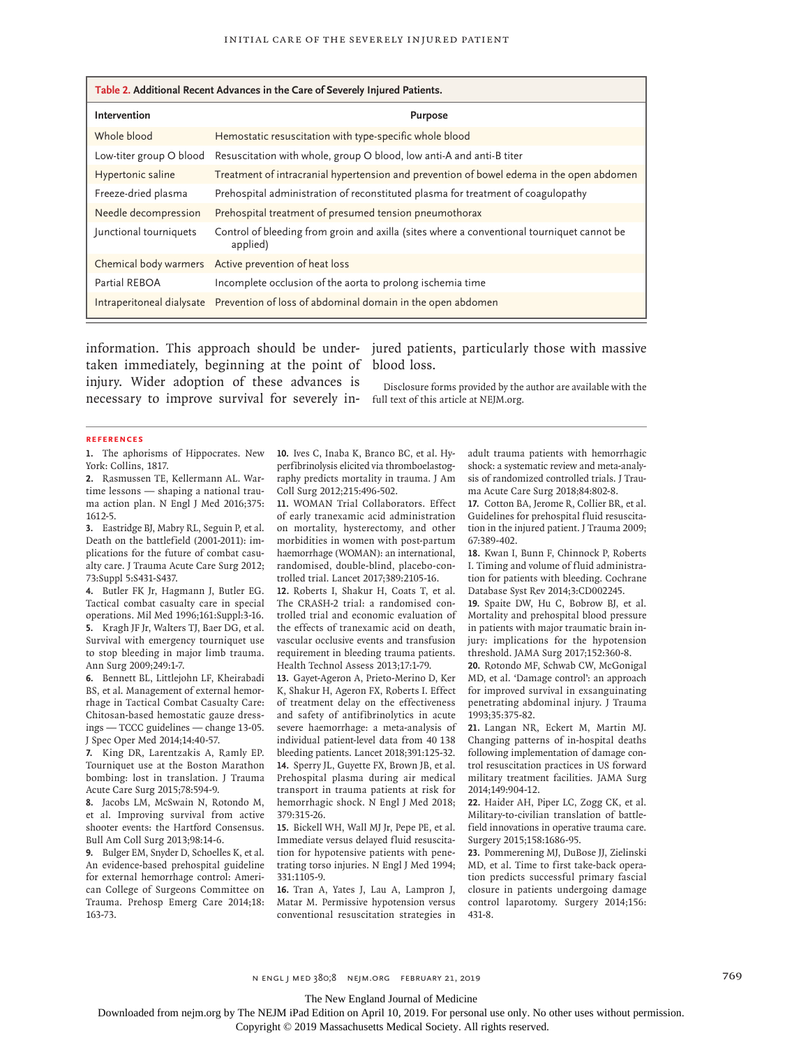**Table 2. Additional Recent Advances in the Care of Severely Injured Patients.**

| Intervention | Purpose |
|---|---|
| Whole blood | Hemostatic resuscitation with type-specific whole blood |
| Low-titer group O blood | Resuscitation with whole, group O blood, low anti-A and anti-B titer |
| Hypertonic saline | Treatment of intracranial hypertension and prevention of bowel edema in the open abdomen |
| Freeze-dried plasma | Prehospital administration of reconstituted plasma for treatment of coagulopathy |
| Needle decompression | Prehospital treatment of presumed tension pneumothorax |
| Junctional tourniquets | Control of bleeding from groin and axilla (sites where a conventional tourniquet cannot be applied) |
| Chemical body warmers | Active prevention of heat loss |
| Partial REBOA | Incomplete occlusion of the aorta to prolong ischemia time |
| Intraperitoneal dialysate | Prevention of loss of abdominal domain in the open abdomen |

information. This approach should be undertaken immediately, beginning at the point of injury. Wider adoption of these advances is necessary to improve survival for severely injured patients, particularly those with massive blood loss.

Disclosure forms provided by the author are available with the full text of this article at NEJM.org.

## References

1. The aphorisms of Hippocrates. New York: Collins, 1817.
2. Rasmussen TE, Kellermann AL. Wartime lessons — shaping a national trauma action plan. N Engl J Med 2016;375:1612-5.
3. Eastridge BJ, Mabry RL, Seguin P, et al. Death on the battlefield (2001-2011): implications for the future of combat casualty care. J Trauma Acute Care Surg 2012;73:Suppl 5:S431-S437.
4. Butler FK Jr, Hagmann J, Butler EG. Tactical combat casualty care in special operations. Mil Med 1996;161:Suppl:3-16.
5. Kragh JF Jr, Walters TJ, Baer DG, et al. Survival with emergency tourniquet use to stop bleeding in major limb trauma. Ann Surg 2009;249:1-7.
6. Bennett BL, Littlejohn LF, Kheirabadi BS, et al. Management of external hemorrhage in Tactical Combat Casualty Care: Chitosan-based hemostatic gauze dressings — TCCC guidelines — change 13-05. J Spec Oper Med 2014;14:40-57.
7. King DR, Larentzakis A, Ramly EP. Tourniquet use at the Boston Marathon bombing: lost in translation. J Trauma Acute Care Surg 2015;78:594-9.
8. Jacobs LM, McSwain N, Rotondo M, et al. Improving survival from active shooter events: the Hartford Consensus. Bull Am Coll Surg 2013;98:14-6.
9. Bulger EM, Snyder D, Schoelles K, et al. An evidence-based prehospital guideline for external hemorrhage control: American College of Surgeons Committee on Trauma. Prehosp Emerg Care 2014;18:163-73.
10. Ives C, Inaba K, Branco BC, et al. Hyperfibrinolysis elicited via thromboelastography predicts mortality in trauma. J Am Coll Surg 2012;215:496-502.
11. WOMAN Trial Collaborators. Effect of early tranexamic acid administration on mortality, hysterectomy, and other morbidities in women with post-partum haemorrhage (WOMAN): an international, randomised, double-blind, placebo-controlled trial. Lancet 2017;389:2105-16.
12. Roberts I, Shakur H, Coats T, et al. The CRASH-2 trial: a randomised controlled trial and economic evaluation of the effects of tranexamic acid on death, vascular occlusive events and transfusion requirement in bleeding trauma patients. Health Technol Assess 2013;17:1-79.
13. Gayet-Ageron A, Prieto-Merino D, Ker K, Shakur H, Ageron FX, Roberts I. Effect of treatment delay on the effectiveness and safety of antifibrinolytics in acute severe haemorrhage: a meta-analysis of individual patient-level data from 40 138 bleeding patients. Lancet 2018;391:125-32.
14. Sperry JL, Guyette FX, Brown JB, et al. Prehospital plasma during air medical transport in trauma patients at risk for hemorrhagic shock. N Engl J Med 2018;379:315-26.
15. Bickell WH, Wall MJ Jr, Pepe PE, et al. Immediate versus delayed fluid resuscitation for hypotensive patients with penetrating torso injuries. N Engl J Med 1994;331:1105-9.
16. Tran A, Yates J, Lau A, Lampron J, Matar M. Permissive hypotension versus conventional resuscitation strategies in adult trauma patients with hemorrhagic shock: a systematic review and meta-analysis of randomized controlled trials. J Trauma Acute Care Surg 2018;84:802-8.
17. Cotton BA, Jerome R, Collier BR, et al. Guidelines for prehospital fluid resuscitation in the injured patient. J Trauma 2009;67:389-402.
18. Kwan I, Bunn F, Chinnock P, Roberts I. Timing and volume of fluid administration for patients with bleeding. Cochrane Database Syst Rev 2014;3:CD002245.
19. Spaite DW, Hu C, Bobrow BJ, et al. Mortality and prehospital blood pressure in patients with major traumatic brain injury: implications for the hypotension threshold. JAMA Surg 2017;152:360-8.
20. Rotondo MF, Schwab CW, McGonigal MD, et al. 'Damage control': an approach for improved survival in exsanguinating penetrating abdominal injury. J Trauma 1993;35:375-82.
21. Langan NR, Eckert M, Martin MJ. Changing patterns of in-hospital deaths following implementation of damage control resuscitation practices in US forward military treatment facilities. JAMA Surg 2014;149:904-12.
22. Haider AH, Piper LC, Zogg CK, et al. Military-to-civilian translation of battlefield innovations in operative trauma care. Surgery 2015;158:1686-95.
23. Pommerening MJ, DuBose JJ, Zielinski MD, et al. Time to first take-back operation predicts successful primary fascial closure in patients undergoing damage control laparotomy. Surgery 2014;156:431-8.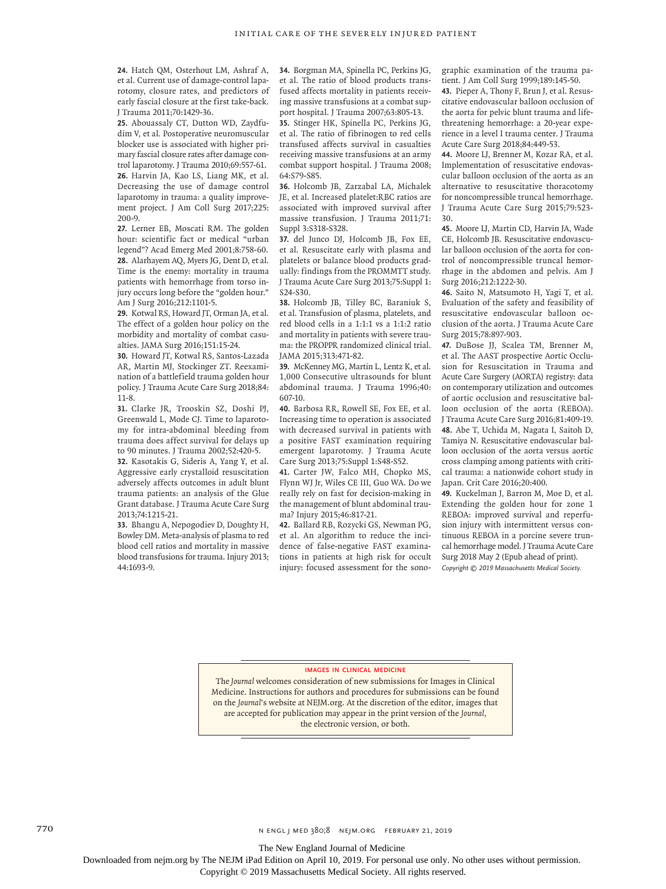24. Hatch QM, Osterhout LM, Ashraf A, et al. Current use of damage-control laparotomy, closure rates, and predictors of early fascial closure at the first take-back. J Trauma 2011;70:1429-36.

25. Abouassaly CT, Dutton WD, Zaydfudim V, et al. Postoperative neuromuscular blocker use is associated with higher primary fascial closure rates after damage control laparotomy. J Trauma 2010;69:557-61.

26. Harvin JA, Kao LS, Liang MK, et al. Decreasing the use of damage control laparotomy in trauma: a quality improvement project. J Am Coll Surg 2017;225:200-9.

27. Lerner EB, Moscati RM. The golden hour: scientific fact or medical "urban legend"? Acad Emerg Med 2001;8:758-60.

28. Alarhayem AQ, Myers JG, Dent D, et al. Time is the enemy: mortality in trauma patients with hemorrhage from torso injury occurs long before the "golden hour." Am J Surg 2016;212:1101-5.

29. Kotwal RS, Howard JT, Orman JA, et al. The effect of a golden hour policy on the morbidity and mortality of combat casualties. JAMA Surg 2016;151:15-24.

30. Howard JT, Kotwal RS, Santos-Lazada AR, Martin MJ, Stockinger ZT. Reexamination of a battlefield trauma golden hour policy. J Trauma Acute Care Surg 2018;84:11-8.

31. Clarke JR, Trooskin SZ, Doshi PJ, Greenwald L, Mode CJ. Time to laparotomy for intra-abdominal bleeding from trauma does affect survival for delays up to 90 minutes. J Trauma 2002;52:420-5.

32. Kasotakis G, Sideris A, Yang Y, et al. Aggressive early crystalloid resuscitation adversely affects outcomes in adult blunt trauma patients: an analysis of the Glue Grant database. J Trauma Acute Care Surg 2013;74:1215-21.

33. Bhangu A, Nepogodiev D, Doughty H, Bowley DM. Meta-analysis of plasma to red blood cell ratios and mortality in massive blood transfusions for trauma. Injury 2013;44:1693-9.

34. Borgman MA, Spinella PC, Perkins JG, et al. The ratio of blood products transfused affects mortality in patients receiving massive transfusions at a combat support hospital. J Trauma 2007;63:805-13.

35. Stinger HK, Spinella PC, Perkins JG, et al. The ratio of fibrinogen to red cells transfused affects survival in casualties receiving massive transfusions at an army combat support hospital. J Trauma 2008;64:S79-S85.

36. Holcomb JB, Zarzabal LA, Michalek JE, et al. Increased platelet:RBC ratios are associated with improved survival after massive transfusion. J Trauma 2011;71:Suppl 3:S318-S328.

37. del Junco DJ, Holcomb JB, Fox EE, et al. Resuscitate early with plasma and platelets or balance blood products gradually: findings from the PROMMTT study. J Trauma Acute Care Surg 2013;75:Suppl 1:S24-S30.

38. Holcomb JB, Tilley BC, Baraniuk S, et al. Transfusion of plasma, platelets, and red blood cells in a 1:1:1 vs a 1:1:2 ratio and mortality in patients with severe trauma: the PROPPR randomized clinical trial. JAMA 2015;313:471-82.

39. McKenney MG, Martin L, Lentz K, et al. 1,000 Consecutive ultrasounds for blunt abdominal trauma. J Trauma 1996;40:607-10.

40. Barbosa RR, Rowell SE, Fox EE, et al. Increasing time to operation is associated with decreased survival in patients with a positive FAST examination requiring emergent laparotomy. J Trauma Acute Care Surg 2013;75:Suppl 1:S48-S52.

41. Carter JW, Falco MH, Chopko MS, Flynn WJ Jr, Wiles CE III, Guo WA. Do we really rely on fast for decision-making in the management of blunt abdominal trauma? Injury 2015;46:817-21.

42. Ballard RB, Rozycki GS, Newman PG, et al. An algorithm to reduce the incidence of false-negative FAST examinations in patients at high risk for occult injury: focused assessment for the sonographic examination of the trauma patient. J Am Coll Surg 1999;189:145-50.

43. Pieper A, Thony F, Brun J, et al. Resuscitative endovascular balloon occlusion of the aorta for pelvic blunt trauma and life-threatening hemorrhage: a 20-year experience in a level I trauma center. J Trauma Acute Care Surg 2018;84:449-53.

44. Moore LJ, Brenner M, Kozar RA, et al. Implementation of resuscitative endovascular balloon occlusion of the aorta as an alternative to resuscitative thoracotomy for noncompressible truncal hemorrhage. J Trauma Acute Care Surg 2015;79:523-30.

45. Moore LJ, Martin CD, Harvin JA, Wade CE, Holcomb JB. Resuscitative endovascular balloon occlusion of the aorta for control of noncompressible truncal hemorrhage in the abdomen and pelvis. Am J Surg 2016;212:1222-30.

46. Saito N, Matsumoto H, Yagi T, et al. Evaluation of the safety and feasibility of resuscitative endovascular balloon occlusion of the aorta. J Trauma Acute Care Surg 2015;78:897-903.

47. DuBose JJ, Scalea TM, Brenner M, et al. The AAST prospective Aortic Occlusion for Resuscitation in Trauma and Acute Care Surgery (AORTA) registry: data on contemporary utilization and outcomes of aortic occlusion and resuscitative balloon occlusion of the aorta (REBOA). J Trauma Acute Care Surg 2016;81:409-19.

48. Abe T, Uchida M, Nagata I, Saitoh D, Tamiya N. Resuscitative endovascular balloon occlusion of the aorta versus aortic cross clamping among patients with critical trauma: a nationwide cohort study in Japan. Crit Care 2016;20:400.

49. Kuckelman J, Barron M, Moe D, et al. Extending the golden hour for zone 1 REBOA: improved survival and reperfusion injury with intermittent versus continuous REBOA in a porcine severe truncal hemorrhage model. J Trauma Acute Care Surg 2018 May 2 (Epub ahead of print).

*Copyright © 2019 Massachusetts Medical Society.*

**IMAGES IN CLINICAL MEDICINE**

The *Journal* welcomes consideration of new submissions for Images in Clinical Medicine. Instructions for authors and procedures for submissions can be found on the *Journal*'s website at NEJM.org. At the discretion of the editor, images that are accepted for publication may appear in the print version of the *Journal*, the electronic version, or both.